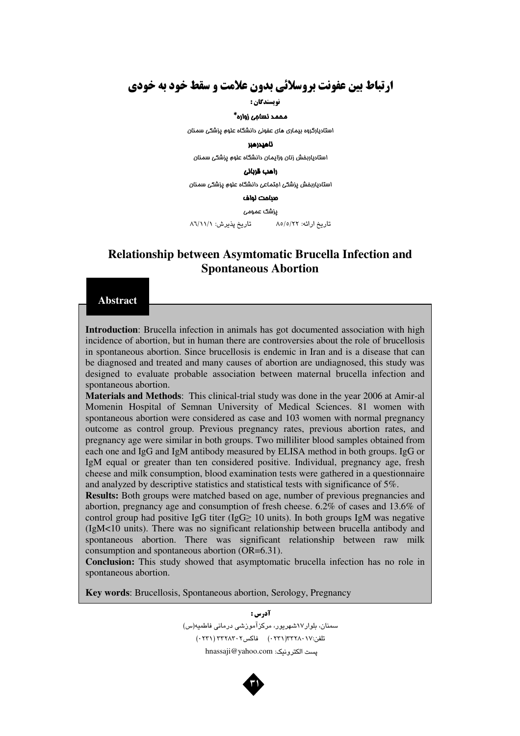# ارتباط بین عفونت بروسلائی بدون علامت و سقط خود به خودی

**نویسندگان:**

**محمد نساجی زواره***

استادیارگروه بیماری های عفونی دانشگاه علوم پزشکی سمنان

**ناهیدرهبر**

استادیاربخش زنان وزایمان دانشگاه علوم پزشکی سمنان

**راهب قربانی**

استادیاربخش پزشکی اجتماعی دانشگاه علوم پزشکی سمنان

**صباحت لواف**

پزشک عمومی

تاریخ ارائه: ۸۵/۵/۲۲ تاریخ پذیرش: ۸۶/۱۱/۱

## Relationship between Asymtomatic Brucella Infection and Spontaneous Abortion

### Abstract

**Introduction**: Brucella infection in animals has got documented association with high incidence of abortion, but in human there are controversies about the role of brucellosis in spontaneous abortion. Since brucellosis is endemic in Iran and is a disease that can be diagnosed and treated and many causes of abortion are undiagnosed, this study was designed to evaluate probable association between maternal brucella infection and spontaneous abortion.

**Materials and Methods**: This clinical-trial study was done in the year 2006 at Amir-al Momenin Hospital of Semnan University of Medical Sciences. 81 women with spontaneous abortion were considered as case and 103 women with normal pregnancy outcome as control group. Previous pregnancy rates, previous abortion rates, and pregnancy age were similar in both groups. Two milliliter blood samples obtained from each one and IgG and IgM antibody measured by ELISA method in both groups. IgG or IgM equal or greater than ten considered positive. Individual, pregnancy age, fresh cheese and milk consumption, blood examination tests were gathered in a questionnaire and analyzed by descriptive statistics and statistical tests with significance of 5%.

**Results:** Both groups were matched based on age, number of previous pregnancies and abortion, pregnancy age and consumption of fresh cheese. 6.2% of cases and 13.6% of control group had positive IgG titer ($IgG \geq 10$ units). In both groups IgM was negative ($IgM < 10$ units). There was no significant relationship between brucella antibody and spontaneous abortion. There was significant relationship between raw milk consumption and spontaneous abortion (OR=6.31).

**Conclusion:** This study showed that asymptomatic brucella infection has no role in spontaneous abortion.

**Key words**: Brucellosis, Spontaneous abortion, Serology, Pregnancy

**آدرس:**

سمنان، بلوار۱۷شهریور، مرکزآموزشی درمانی فاطمیه(س)

تلفن:۳۳۲۸۰۱۷(۰۲۳۱) فاکس۳۳۲۸۳۰۲ (۰۲۳۱)

پست الکترونیک: hnassaji@yahoo.com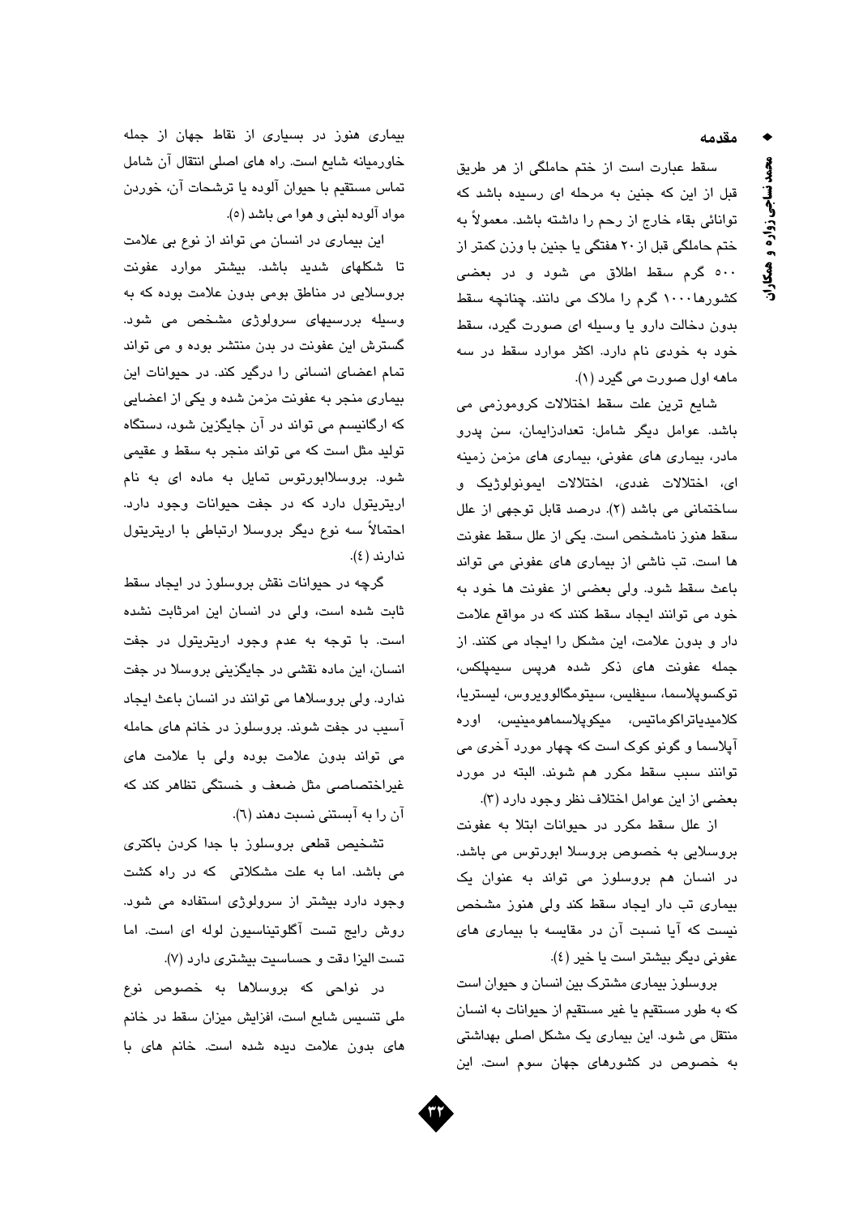## مقدمه

سقط عبارت است از ختم حاملگی از هر طریق قبل از این که جنین به مرحله ای رسیده باشد که توانائی بقاء خارج از رحم را داشته باشد. معمولاً به ختم حاملگی قبل از ۲۰ هفتگی یا جنین با وزن کمتر از ۵۰۰ گرم سقط اطلاق می شود و در بعضی کشورها ۱۰۰۰ گرم را ملاک می دانند. چنانچه سقط بدون دخالت دارو یا وسیله ای صورت گیرد، سقط خود به خودی نام دارد. اکثر موارد سقط در سه ماهه اول صورت می گیرد (۱).

شایع ترین علت سقط اختلالات کروموزمی می باشد. عوامل دیگر شامل: تعدادزایمان، سن پدرو مادر، بیماری های عفونی، بیماری های مزمن زمینه ای، اختلالات غددی، اختلالات ایمونولوژیک و ساختمانی می باشد (۲). درصد قابل توجهی از علل سقط هنوز نامشخص است. یکی از علل سقط عفونت ها است. تب ناشی از بیماری های عفونی می تواند باعث سقط شود. ولی بعضی از عفونت ها خود به خود می توانند ایجاد سقط کنند که در مواقع علامت دار و بدون علامت، این مشکل را ایجاد می کنند. از جمله عفونت های ذکر شده هرپس سیمپلکس، توکسوپلاسما، سیفلیس، سیتومگالوویروس، لیستریا، کلامیدیاتراکوماتیس، میکوپلاسماهومینیس، اوره آپلاسما و گونو کوک است که چهار مورد آخری می توانند سبب سقط مکرر هم شوند. البته در مورد بعضی از این عوامل اختلاف نظر وجود دارد (۳).

از علل سقط مکرر در حیوانات ابتلا به عفونت بروسلایی به خصوص بروسلا ابورتوس می باشد. در انسان هم بروسلوز می تواند به عنوان یک بیماری تب دار ایجاد سقط کند ولی هنوز مشخص نیست که آیا نسبت آن در مقایسه با بیماری های عفونی دیگر بیشتر است یا خیر (٤).

بروسلوز بیماری مشترک بین انسان و حیوان است که به طور مستقیم یا غیر مستقیم از حیوانات به انسان منتقل می شود. این بیماری یک مشکل اصلی بهداشتی به خصوص در کشورهای جهان سوم است. این بیماری هنوز در بسیاری از نقاط جهان از جمله خاورمیانه شایع است. راه های اصلی انتقال آن شامل تماس مستقیم با حیوان آلوده یا ترشحات آن، خوردن مواد آلوده لبنی و هوا می باشد (٥).

این بیماری در انسان می تواند از نوع بی علامت تا شکلهای شدید باشد. بیشتر موارد عفونت بروسلایی در مناطق بومی بدون علامت بوده که به وسیله بررسیهای سرولوژی مشخص می شود. گسترش این عفونت در بدن منتشر بوده و می تواند تمام اعضای انسانی را درگیر کند. در حیوانات این بیماری منجر به عفونت مزمن شده و یکی از اعضایی که ارگانیسم می تواند در آن جایگزین شود، دستگاه تولید مثل است که می تواند منجر به سقط و عقیمی شود. بروسلاابورتوس تمایل به ماده ای به نام اریتریتول دارد که در جفت حیوانات وجود دارد. احتمالاً سه نوع دیگر بروسلا ارتباطی با اریتریتول ندارند (٤).

گرچه در حیوانات نقش بروسلوز در ایجاد سقط ثابت شده است، ولی در انسان این امرثابت نشده است. با توجه به عدم وجود اریتریتول در جفت انسان، این ماده نقشی در جایگزینی بروسلا در جفت ندارد. ولی بروسلاها می توانند در انسان باعث ایجاد آسیب در جفت شوند. بروسلوز در خانم های حامله می تواند بدون علامت بوده ولی با علامت های غیراختصاصی مثل ضعف و خستگی تظاهر کند که آن را به آبستنی نسبت دهند (٦).

تشخیص قطعی بروسلوز با جدا کردن باکتری می باشد. اما به علت مشکلاتی که در راه کشت وجود دارد بیشتر از سرولوژی استفاده می شود. روش رایج تست آگلوتیناسیون لوله ای است. اما تست الیزا دقت و حساسیت بیشتری دارد (۷).

در نواحی که بروسلاها به خصوص نوع ملی تنسیس شایع است، افزایش میزان سقط در خانم های بدون علامت دیده شده است. خانم های با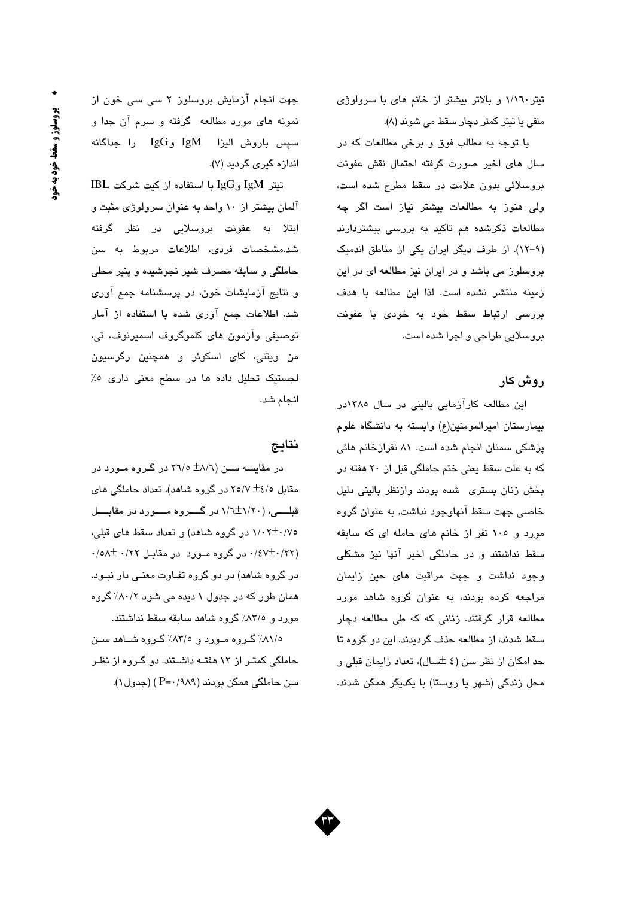تیتر۱/۱۶۰ و بالاتر بیشتر از خانم های با سرولوژی منفی یا تیتر کمتر دچار سقط می شوند (۸).

با توجه به مطالب فوق و برخی مطالعات که در سال های اخیر صورت گرفته احتمال نقش عفونت بروسلائی بدون علامت در سقط مطرح شده است، ولی هنوز به مطالعات بیشتر نیاز است اگر چه مطالعات ذکرشده هم تاکید به بررسی بیشتردارند (۹-۱۲). از طرف دیگر ایران یکی از مناطق اندمیک بروسلوز می باشد و در ایران نیز مطالعه ای در این زمینه منتشر نشده است. لذا این مطالعه با هدف بررسی ارتباط سقط خود به خودی با عفونت بروسلایی طراحی و اجرا شده است.

## روش کار

این مطالعه کارآزمایی بالینی در سال ۱۳۸۵در بیمارستان امیرالمومنین(ع) وابسته به دانشگاه علوم پزشکی سمنان انجام شده است. ۸۱ نفرازخانم هائی که به علت سقط یعنی ختم حاملگی قبل از ۲۰ هفته در بخش زنان بستری شده بودند وازنظر بالینی دلیل خاصی جهت سقط آنهاوجود نداشت, به عنوان گروه مورد و ۱۰۵ نفر از خانم های حامله ای که سابقه سقط نداشتند و در حاملگی اخیر آنها نیز مشکلی وجود نداشت و جهت مراقبت های حین زایمان مراجعه کرده بودند، به عنوان گروه شاهد مورد مطالعه قرار گرفتند. زنانی که که طی مطالعه دچار سقط شدند، از مطالعه حذف گردیدند. این دو گروه تا حد امکان از نظر سن (٤ ±سال)، تعداد زایمان قبلی و محل زندگی (شهر یا روستا) با یکدیگر همگن شدند.

جهت انجام آزمایش بروسلوز ۲ سی سی خون از نمونه های مورد مطالعه گرفته و سرم آن جدا و سپس باروش الیزا IgM وIgG را جداگانه اندازه گیری گردید (۷).

تیتر IgM وIgG با استفاده از کیت شرکت IBL آلمان بیشتر از ۱۰ واحد به عنوان سرولوژی مثبت و ابتلا به عفونت بروسلایی در نظر گرفته شد.مشخصات فردی، اطلاعات مربوط به سن حاملگی و سابقه مصرف شیر نجوشیده و پنیر محلی و نتایج آزمایشات خون، در پرسشنامه جمع آوری شد. اطلاعات جمع آوری شده با استفاده از آمار توصیفی وآزمون های کلموگروف اسمیرنوف، تی، من ویتنی، کای اسکوئر و همچنین رگرسیون لجستیک تحلیل داده ها در سطح معنی داری ۵٪ انجام شد.

## نتایج

در مقایسه سن (۸/٦± ٢٦/٥ در گروه مورد در مقابل ٤/٥± ۲٥/۷ در گروه شاهد)، تعداد حاملگی های قبلی، (۱/۲۰±۱/٦ در گروه مورد در مقابل ۱/۰۲±۰/۷٥ در گروه شاهد) و تعداد سقط های قبلی، (۰/٤۷±۰/۲۲ در گروه مورد در مقابل ۰/٥۸± ۰/۲۲ در گروه شاهد) در دو گروه تفاوت معنی دار نبود. همان طور که در جدول ۱ دیده می شود ۸۰/۲٪ گروه مورد و ۸۳/٥٪ گروه شاهد سابقه سقط نداشتند.

۸۱/٥٪ گروه مورد و ۸۳/٥٪ گروه شاهد سن حاملگی کمتر از ۱۲ هفته داشتند. دو گروه از نظر سن حاملگی همگن بودند (P=۰/۹۸۹ ) (جدول۱).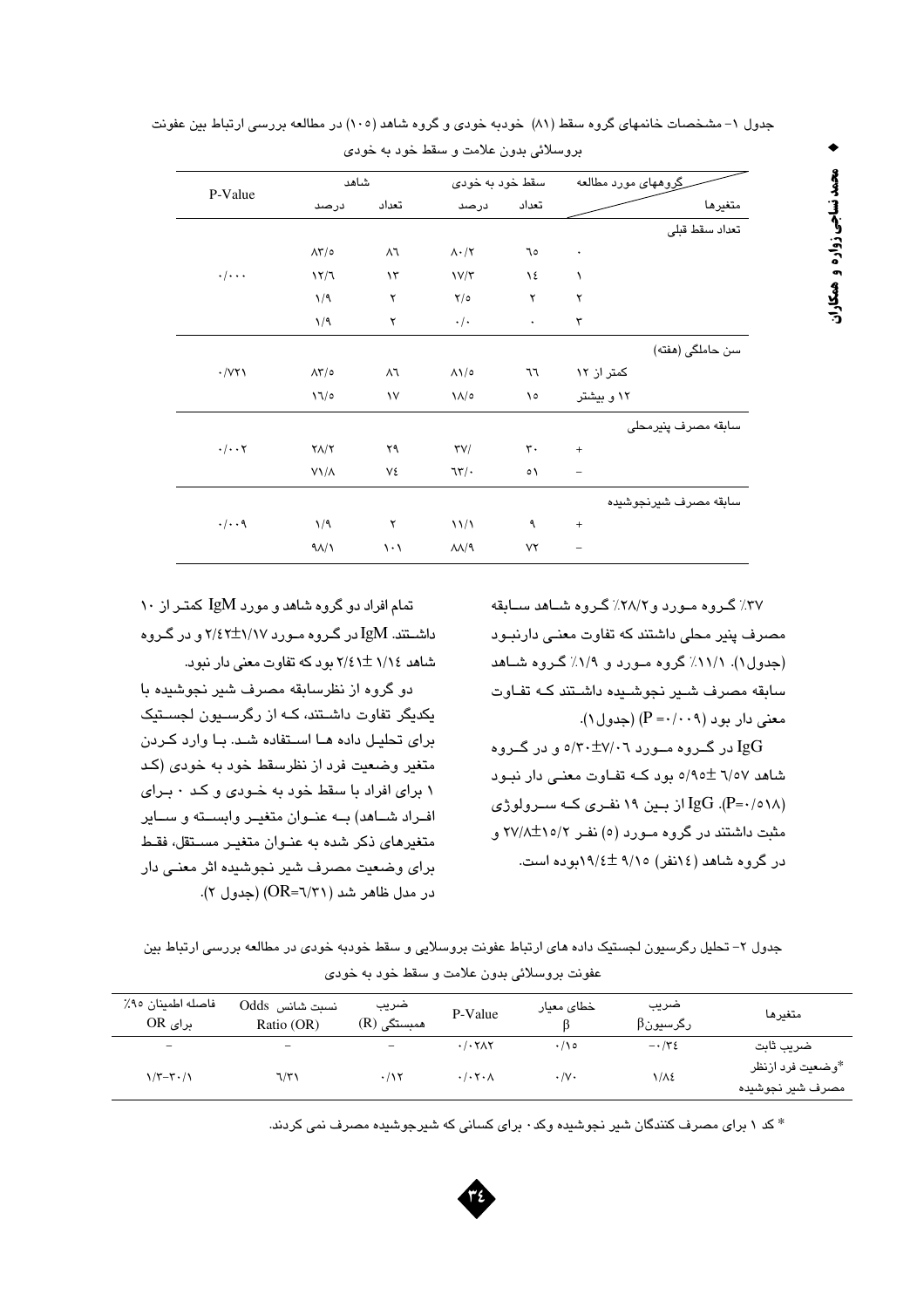جدول ۱- مشخصات خانمهای گروه سقط (۸۱) خودبه خودی و گروه شاهد (۱۰۵) در مطالعه بررسی ارتباط بین عفونت بروسلائی بدون علامت و سقط خود به خودی

| گروههای مورد مطالعه / متغیرها | | سقط خود به خودی | | شاهد | | P-Value |
|---|---|---|---|---|---|---|
| | | تعداد | درصد | تعداد | درصد | |
| تعداد سقط قبلی | | | | | | |
| | ۰ | ٦٥ | ۸۰/۲ | ۸٦ | ۸۳/۵ | |
| | ۱ | ١٤ | ۱۷/۳ | ۱۳ | ۱۲/٦ | ۰/۰۰۰ |
| | ۲ | ۲ | ۲/۵ | ۲ | ۱/۹ | |
| | ۳ | ۰ | ۰/۰ | ۲ | ۱/۹ | |
| سن حاملگی (هفته) | | | | | | |
| | کمتر از ۱۲ | ٦٦ | ۸۱/۵ | ۸٦ | ۸۳/۵ | ۰/۷۲۱ |
| | ۱۲ و بیشتر | ۱۵ | ۱۸/۵ | ۱۷ | ١٦/۵ | |
| سابقه مصرف پنیرمحلی | | | | | | |
| | + | ۳۰ | ۳۷/ | ۲۹ | ۲۸/۲ | ۰/۰۰۲ |
| | − | ۵۱ | ٦۳/۰ | ۷٤ | ۷۱/۸ | |
| سابقه مصرف شیرنجوشیده | | | | | | |
| | + | ۹ | ۱۱/۱ | ۲ | ۱/۹ | ۰/۰۰۹ |
| | − | ۷۲ | ۸۸/۹ | ۱۰۱ | ۹۸/۱ | |

۳۷٪ گروه مورد و ۲۸/۲٪ گروه شاهد سابقه مصرف پنیر محلی داشتند که تفاوت معنی دارنبود (جدول۱). ۱۱/۱٪ گروه مورد و ۱/۹٪ گروه شاهد سابقه مصرف شیر نجوشیده داشتند که تفاوت معنی دار بود (P= ۰/۰۰۹) (جدول۱).

IgG در گروه مورد ۷/۰٦±۵/۳۰ و در گروه شاهد ٦/۵۷ ±۵/۹۵ بود که تفاوت معنی دار نبود (P=۰/۵۱۸). IgG از بین ۱۹ نفری که سرولوژی مثبت داشتند در گروه مورد (۵) نفر ۱۵/۲±۲۷/۸ و در گروه شاهد (١٤نفر) ۹/۱۵ ±۱۹/٤بوده است.

تمام افراد دو گروه شاهد و مورد IgM کمتر از ۱۰ داشتند. IgM در گروه مورد ۱/۱۷±۲/٤۲ و در گروه شاهد ۱/١٤ ±۲/٤۱ بود که تفاوت معنی دار نبود.

دو گروه از نظرسابقه مصرف شیر نجوشیده با یکدیگر تفاوت داشتند، که از رگرسیون لجستیک برای تحلیل داده ها استفاده شد. با وارد کردن متغیر وضعیت فرد از نظرسقط خود به خودی (کد ۱ برای افراد با سقط خود به خودی و کد ۰ برای افراد شاهد) به عنوان متغیر وابسته و سایر متغیرهای ذکر شده به عنوان متغیر مستقل، فقط برای وضعیت مصرف شیر نجوشیده اثر معنی دار در مدل ظاهر شد (OR=٦/۳۱) (جدول ۲).

جدول ۲- تحلیل رگرسیون لجستیک داده های ارتباط عفونت بروسلایی و سقط خودبه خودی در مطالعه بررسی ارتباط بین عفونت بروسلائی بدون علامت و سقط خود به خودی

| متغیرها | ضریب رگرسیونβ | خطای معیار β | P-Value | ضریب همبستگی (R) | نسبت شانس Odds Ratio (OR) | فاصله اطمینان ۹۵٪ برای OR |
|---|---|---|---|---|---|---|
| ضریب ثابت | −۰/۳٤ | ۰/۱۵ | ۰/۰۲۸۲ | − | − | − |
| *وضعیت فرد ازنظر مصرف شیر نجوشیده | ۱/۸٤ | ۰/۷۰ | ۰/۰۲۰۸ | ۰/۱۲ | ٦/۳۱ | ۱/۳−۳۰/۱ |

* کد ۱ برای مصرف کنندگان شیر نجوشیده وکد ۰ برای کسانی که شیرجوشیده مصرف نمی کردند.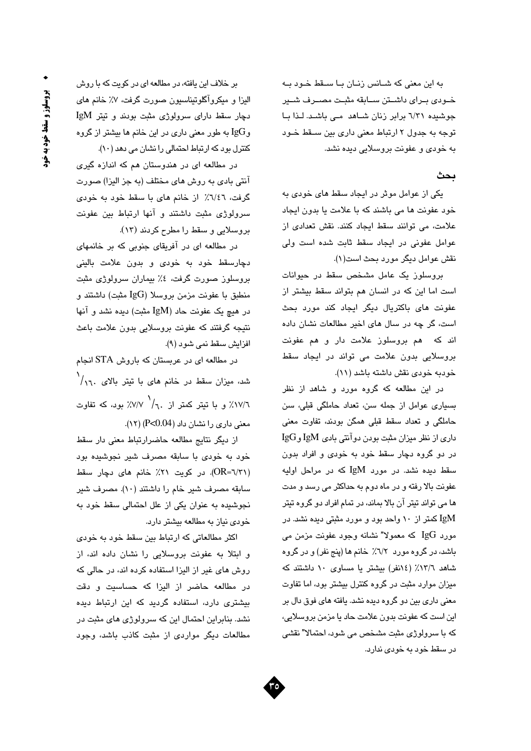به این معنی که شـانس زنـان بـا سـقط خـود بـه خـودی بـرای داشـتن سـابقه مثبـت مصـرف شـیر جوشیده ۶/۳۱ برابر زنان شـاهد مـی باشـد. لـذا بـا توجه به جدول ۲ ارتباط معنی داری بین سـقط خـود به خودی و عفونت بروسلایی دیده نشد.

## بحث

یکی از عوامل موثر در ایجاد سقط های خودی به خود عفونت ها می باشند که با علامت یا بدون ایجاد علامت، می توانند سقط ایجاد کنند. نقش تعدادی از عوامل عفونی در ایجاد سقط ثابت شده است ولی نقش عوامل دیگر مورد بحث است(۱).

بروسلوز یک عامل مشخص سقط در حیوانات است اما این که در انسان هم بتواند سقط بیشتر از عفونت های باکتریال دیگر ایجاد کند مورد بحث است، گر چه در سال های اخیر مطالعات نشان داده اند که هم بروسلوز علامت دار و هم عفونت بروسلایی بدون علامت می تواند در ایجاد سقط خودبه خودی نقش داشته باشد (۱۱).

در این مطالعه که گروه مورد و شاهد از نظر بسیاری عوامل از جمله سن، تعداد حاملگی قبلی، سن حاملگی و تعداد سقط قبلی همگن بودند، تفاوت معنی داری از نظر میزان مثبت بودن دوآنتی بادی IgM و IgG در دو گروه دچار سقط خود به خودی و افراد بدون سقط دیده نشد. در مورد IgM که در مراحل اولیه عفونت بالا رفته و در ماه دوم به حداکثر می رسد و مدت ها می تواند تیتر آن بالا بماند، در تمام افراد دو گروه تیتر IgM کمتر از ۱۰ واحد بود و مورد مثبتی دیده نشد. در مورد IgG که معمولا" نشانه وجود عفونت مزمن می باشد، در گروه مورد ۶/۲٪ خانم ها (پنج نفر) و در گروه شاهد ۱۳/۶٪ (۱۴نفر) بیشتر یا مساوی ۱۰ داشتند که میزان موارد مثبت در گروه کنترل بیشتر بود، اما تفاوت معنی داری بین دو گروه دیده نشد. یافته های فوق دال بر این است که عفونت بدون علامت حاد یا مزمن بروسلایی، که با سرولوژی مثبت مشخص می شود، احتمالا" نقشی در سقط خود به خودی ندارد.

بر خلاف این یافته، در مطالعه ای در کویت که با روش الیزا و میکروآگلوتیناسیون صورت گرفت، ۷٪ خانم های دچار سقط دارای سرولوژی مثبت بودند و تیتر IgM و IgG به طور معنی داری در این خانم ها بیشتر از گروه کنترل بود که ارتباط احتمالی را نشان می دهد (۱۰).

در مطالعه ای در هندوستان هم که اندازه گیری آنتی بادی به روش های مختلف (به جز الیزا) صورت گرفت، ۶/۴۶٪ از خانم های با سقط خود به خودی سرولوژی مثبت داشتند و آنها ارتباط بین عفونت بروسلایی و سقط را مطرح کردند (۱۳).

در مطالعه ای در آفریقای جنوبی که بر خانمهای دچارسقط خود به خودی و بدون علامت بالینی بروسلوز صورت گرفت، ۴٪ بیماران سرولوژی مثبت منطبق با عفونت مزمن بروسلا (IgG مثبت) داشتند و در هیچ یک عفونت حاد (IgM مثبت) دیده نشد و آنها نتیجه گرفتند که عفونت بروسلایی بدون علامت باعث افزایش سقط نمی شود (۹).

در مطالعه ای در عربستان که باروش STA انجام شد، میزان سقط در خانم های با تیتر بالای $^{1}/_{160}$ ۱۷/۶٪ و با تیتر کمتر از $^{1}/_{160}$ ۷/۷٪ بود، که تفاوت معنی داری را نشان داد ($P<0.04$) (۱۲).

از دیگر نتایج مطالعه حاضرارتباط معنی دار سقط خود به خودی با سابقه مصرف شیر نجوشیده بود (OR=۶/۳۱). در کویت ۲۱٪ خانم های دچار سقط سابقه مصرف شیر خام را داشتند (۱۰). مصرف شیر نجوشیده به عنوان یکی از علل احتمالی سقط خود به خودی نیاز به مطالعه بیشتر دارد.

اکثر مطالعاتی که ارتباط بین سقط خود به خودی و ابتلا به عفونت بروسلایی را نشان داده اند، از روش های غیر از الیزا استفاده کرده اند، در حالی که در مطالعه حاضر از الیزا که حساسیت و دقت بیشتری دارد، استفاده گردید که این ارتباط دیده نشد. بنابراین احتمال این که سرولوژی های مثبت در مطالعات دیگر مواردی از مثبت کاذب باشد، وجود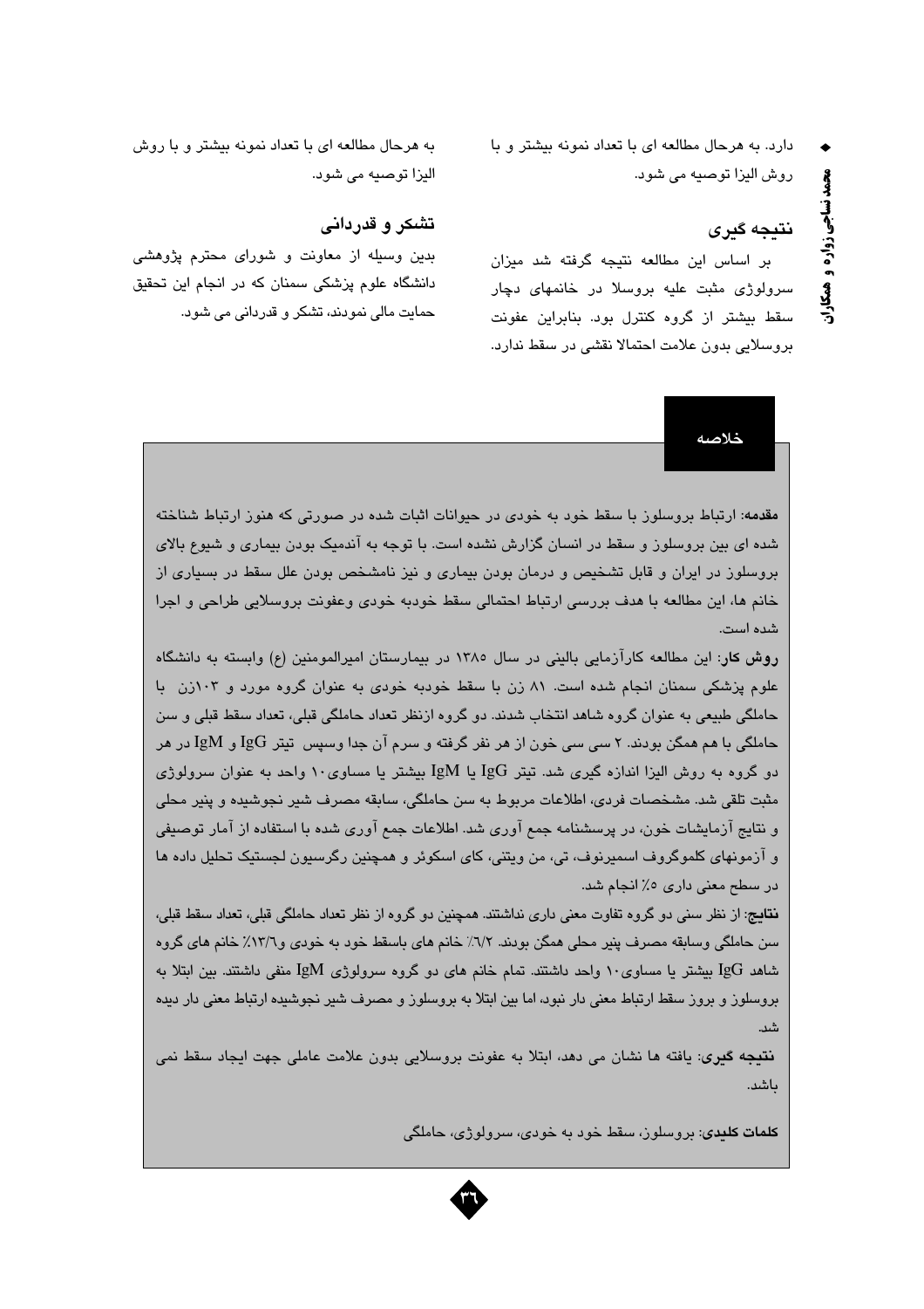دارد. به هرحال مطالعه ای با تعداد نمونه بیشتر و با روش الیزا توصیه می شود.

## نتیجه گیری

بر اساس این مطالعه نتیجه گرفته شد میزان سرولوژی مثبت علیه بروسلا در خانمهای دچار سقط بیشتر از گروه کنترل بود. بنابراین عفونت بروسلایی بدون علامت احتمالا نقشی در سقط ندارد.

به هرحال مطالعه ای با تعداد نمونه بیشتر و با روش الیزا توصیه می شود.

## تشکر و قدردانی

بدین وسیله از معاونت و شورای محترم پژوهشی دانشگاه علوم پزشکی سمنان که در انجام این تحقیق حمایت مالی نمودند، تشکر و قدردانی می شود.

## خلاصه

**مقدمه:** ارتباط بروسلوز با سقط خود به خودی در حیوانات اثبات شده در صورتی که هنوز ارتباط شناخته شده ای بین بروسلوز و سقط در انسان گزارش نشده است. با توجه به آندمیک بودن بیماری و شیوع بالای بروسلوز در ایران و قابل تشخیص و درمان بودن بیماری و نیز نامشخص بودن علل سقط در بسیاری از خانم ها، این مطالعه با هدف بررسی ارتباط احتمالی سقط خودبه خودی وعفونت بروسلایی طراحی و اجرا شده است.

**روش کار:** این مطالعه کارآزمایی بالینی در سال ۱۳۸۵ در بیمارستان امیرالمومنین (ع) وابسته به دانشگاه علوم پزشکی سمنان انجام شده است. ۸۱ زن با سقط خودبه خودی به عنوان گروه مورد و ۱۰۳زن با حاملگی طبیعی به عنوان گروه شاهد انتخاب شدند. دو گروه ازنظر تعداد حاملگی قبلی، تعداد سقط قبلی و سن حاملگی با هم همگن بودند. ۲ سی سی خون از هر نفر گرفته و سرم آن جدا وسپس تیتر IgG و IgM در هر دو گروه به روش الیزا اندازه گیری شد. تیتر IgG یا IgM بیشتر یا مساوی۱۰ واحد به عنوان سرولوژی مثبت تلقی شد. مشخصات فردی، اطلاعات مربوط به سن حاملگی، سابقه مصرف شیر نجوشیده و پنیر محلی و نتایج آزمایشات خون، در پرسشنامه جمع آوری شد. اطلاعات جمع آوری شده با استفاده از آمار توصیفی و آزمونهای کلموگروف اسمیرنوف، تی، من ویتنی، کای اسکوئر و همچنین رگرسیون لجستیک تحلیل داده ها در سطح معنی داری ۵٪ انجام شد.

**نتایج:** از نظر سنی دو گروه تفاوت معنی داری نداشتند. همچنین دو گروه از نظر تعداد حاملگی قبلی، تعداد سقط قبلی، سن حاملگی وسابقه مصرف پنیر محلی همگن بودند. ٦/٢٪ خانم های باسقط خود به خودی و١٣/٦٪ خانم های گروه شاهد IgG بیشتر یا مساوی۱۰ واحد داشتند. تمام خانم های دو گروه سرولوژی IgM منفی داشتند. بین ابتلا به بروسلوز و بروز سقط ارتباط معنی دار نبود، اما بین ابتلا به بروسلوز و مصرف شیر نجوشیده ارتباط معنی دار دیده شد.

**نتیجه گیری:** یافته ها نشان می دهد، ابتلا به عفونت بروسلایی بدون علامت عاملی جهت ایجاد سقط نمی باشد.

**کلمات کلیدی:** بروسلوز، سقط خود به خودی، سرولوژی، حاملگی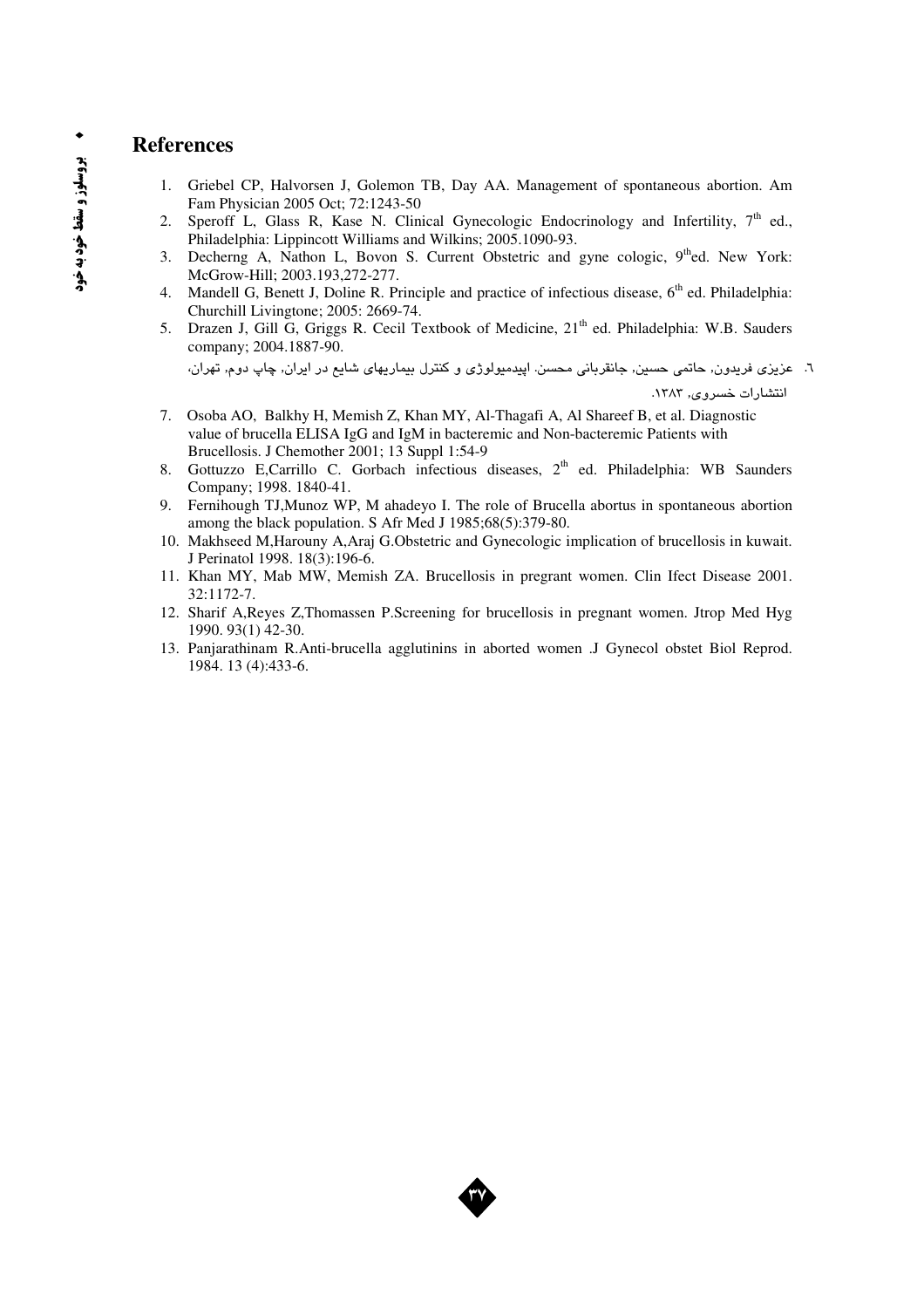# References

1. Griebel CP, Halvorsen J, Golemon TB, Day AA. Management of spontaneous abortion. Am Fam Physician 2005 Oct; 72:1243-50
2. Speroff L, Glass R, Kase N. Clinical Gynecologic Endocrinology and Infertility, 7th ed., Philadelphia: Lippincott Williams and Wilkins; 2005.1090-93.
3. Decherng A, Nathon L, Bovon S. Current Obstetric and gyne cologic, 9thed. New York: McGrow-Hill; 2003.193,272-277.
4. Mandell G, Benett J, Doline R. Principle and practice of infectious disease, 6th ed. Philadelphia: Churchill Livingtone; 2005: 2669-74.
5. Drazen J, Gill G, Griggs R. Cecil Textbook of Medicine, 21th ed. Philadelphia: W.B. Sauders company; 2004.1887-90.
6. عزیزی فریدون, حاتمی حسین, جانقربانی محسن. اپیدمیولوژی و کنترل بیماریهای شایع در ایران, چاپ دوم, تهران, انتشارات خسروی, ۱۳۸۳.
7. Osoba AO, Balkhy H, Memish Z, Khan MY, Al-Thagafi A, Al Shareef B, et al. Diagnostic value of brucella ELISA IgG and IgM in bacteremic and Non-bacteremic Patients with Brucellosis. J Chemother 2001; 13 Suppl 1:54-9
8. Gottuzzo E,Carrillo C. Gorbach infectious diseases, 2th ed. Philadelphia: WB Saunders Company; 1998. 1840-41.
9. Fernihough TJ,Munoz WP, M ahadeyo I. The role of Brucella abortus in spontaneous abortion among the black population. S Afr Med J 1985;68(5):379-80.
10. Makhseed M,Harouny A,Araj G.Obstetric and Gynecologic implication of brucellosis in kuwait. J Perinatol 1998. 18(3):196-6.
11. Khan MY, Mab MW, Memish ZA. Brucellosis in pregrant women. Clin Ifect Disease 2001. 32:1172-7.
12. Sharif A,Reyes Z,Thomassen P.Screening for brucellosis in pregnant women. Jtrop Med Hyg 1990. 93(1) 42-30.
13. Panjarathinam R.Anti-brucella agglutinins in aborted women .J Gynecol obstet Biol Reprod. 1984. 13 (4):433-6.